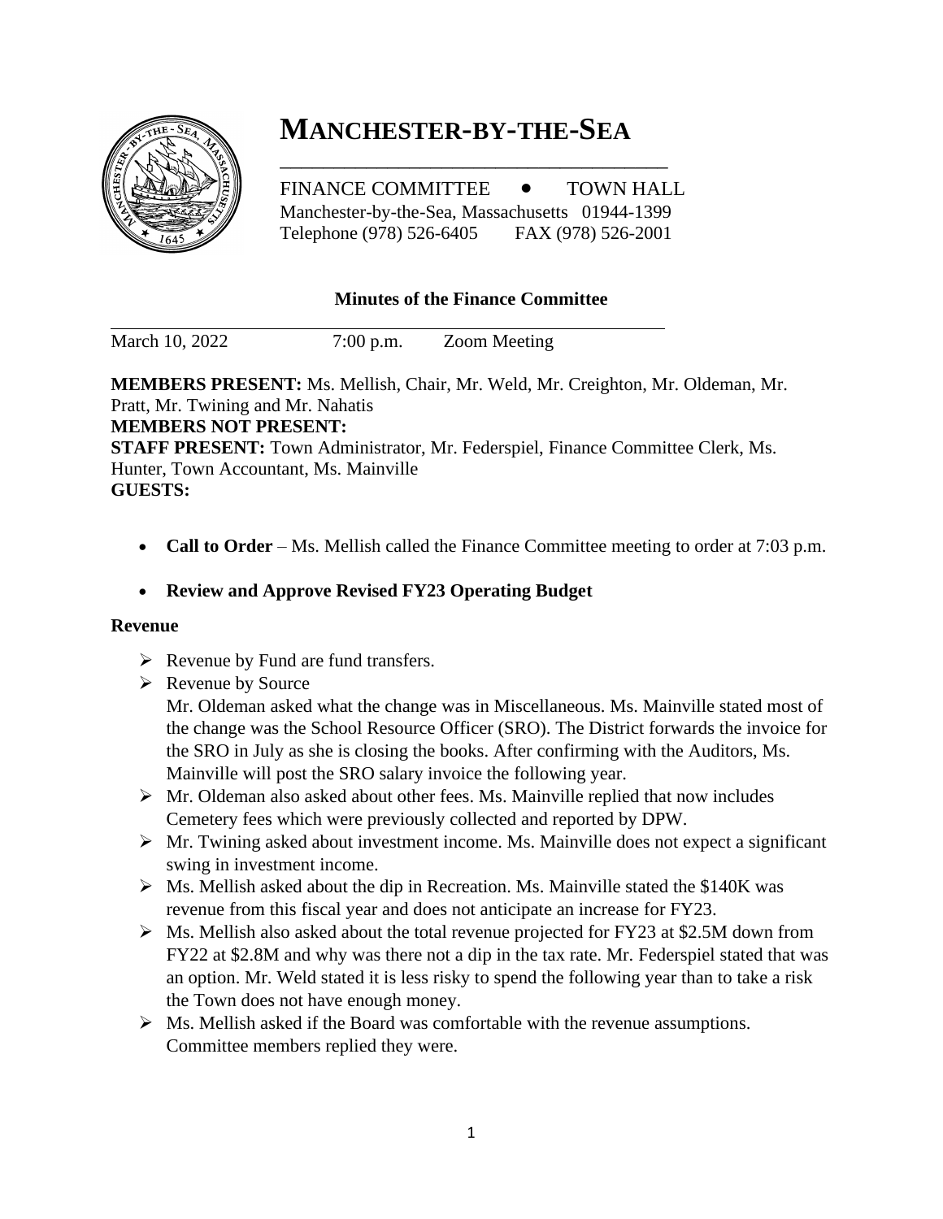# MANCHESTER-BY-THE-SEA

FINANCE COMMITTEE • TOWN HALL
Manchester-by-the-Sea, Massachusetts 01944-1399
Telephone (978) 526-6405 FAX (978) 526-2001

## Minutes of the Finance Committee

March 10, 2022 7:00 p.m. Zoom Meeting

**MEMBERS PRESENT:** Ms. Mellish, Chair, Mr. Weld, Mr. Creighton, Mr. Oldeman, Mr. Pratt, Mr. Twining and Mr. Nahatis
**MEMBERS NOT PRESENT:**
**STAFF PRESENT:** Town Administrator, Mr. Federspiel, Finance Committee Clerk, Ms. Hunter, Town Accountant, Ms. Mainville
**GUESTS:**

- **Call to Order** – Ms. Mellish called the Finance Committee meeting to order at 7:03 p.m.
- **Review and Approve Revised FY23 Operating Budget**

**Revenue**

- Revenue by Fund are fund transfers.
- Revenue by Source
  Mr. Oldeman asked what the change was in Miscellaneous. Ms. Mainville stated most of the change was the School Resource Officer (SRO). The District forwards the invoice for the SRO in July as she is closing the books. After confirming with the Auditors, Ms. Mainville will post the SRO salary invoice the following year.
- Mr. Oldeman also asked about other fees. Ms. Mainville replied that now includes Cemetery fees which were previously collected and reported by DPW.
- Mr. Twining asked about investment income. Ms. Mainville does not expect a significant swing in investment income.
- Ms. Mellish asked about the dip in Recreation. Ms. Mainville stated the $140K was revenue from this fiscal year and does not anticipate an increase for FY23.
- Ms. Mellish also asked about the total revenue projected for FY23 at $2.5M down from FY22 at $2.8M and why was there not a dip in the tax rate. Mr. Federspiel stated that was an option. Mr. Weld stated it is less risky to spend the following year than to take a risk the Town does not have enough money.
- Ms. Mellish asked if the Board was comfortable with the revenue assumptions. Committee members replied they were.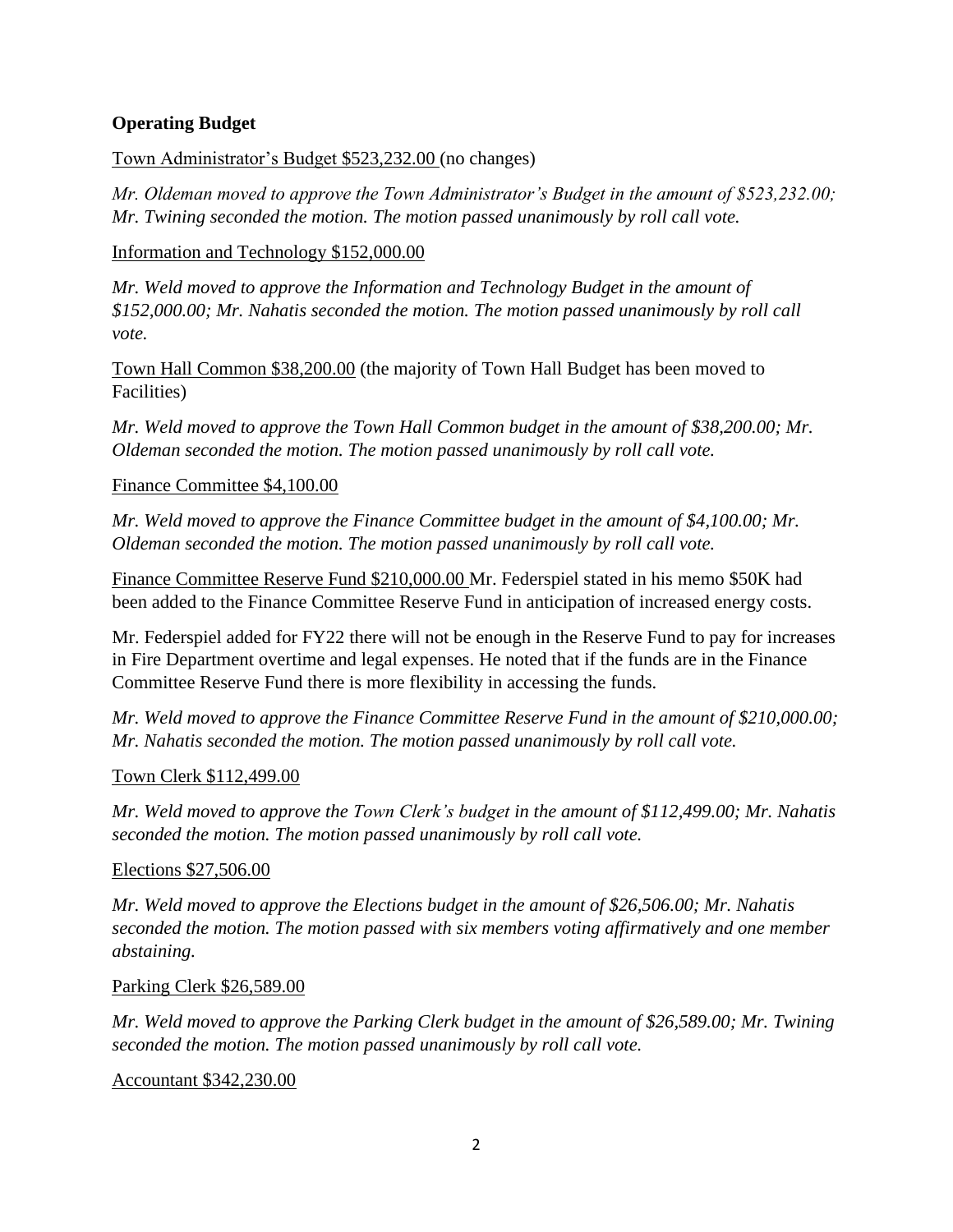**Operating Budget**

Town Administrator's Budget $523,232.00 (no changes)

*Mr. Oldeman moved to approve the Town Administrator's Budget in the amount of $523,232.00; Mr. Twining seconded the motion. The motion passed unanimously by roll call vote.*

Information and Technology $152,000.00

*Mr. Weld moved to approve the Information and Technology Budget in the amount of $152,000.00; Mr. Nahatis seconded the motion. The motion passed unanimously by roll call vote.*

Town Hall Common $38,200.00 (the majority of Town Hall Budget has been moved to Facilities)

*Mr. Weld moved to approve the Town Hall Common budget in the amount of $38,200.00; Mr. Oldeman seconded the motion. The motion passed unanimously by roll call vote.*

Finance Committee $4,100.00

*Mr. Weld moved to approve the Finance Committee budget in the amount of $4,100.00; Mr. Oldeman seconded the motion. The motion passed unanimously by roll call vote.*

Finance Committee Reserve Fund $210,000.00 Mr. Federspiel stated in his memo $50K had been added to the Finance Committee Reserve Fund in anticipation of increased energy costs.

Mr. Federspiel added for FY22 there will not be enough in the Reserve Fund to pay for increases in Fire Department overtime and legal expenses. He noted that if the funds are in the Finance Committee Reserve Fund there is more flexibility in accessing the funds.

*Mr. Weld moved to approve the Finance Committee Reserve Fund in the amount of $210,000.00; Mr. Nahatis seconded the motion. The motion passed unanimously by roll call vote.*

Town Clerk $112,499.00

*Mr. Weld moved to approve the Town Clerk's budget in the amount of $112,499.00; Mr. Nahatis seconded the motion. The motion passed unanimously by roll call vote.*

Elections $27,506.00

*Mr. Weld moved to approve the Elections budget in the amount of $26,506.00; Mr. Nahatis seconded the motion. The motion passed with six members voting affirmatively and one member abstaining.*

Parking Clerk $26,589.00

*Mr. Weld moved to approve the Parking Clerk budget in the amount of $26,589.00; Mr. Twining seconded the motion. The motion passed unanimously by roll call vote.*

Accountant $342,230.00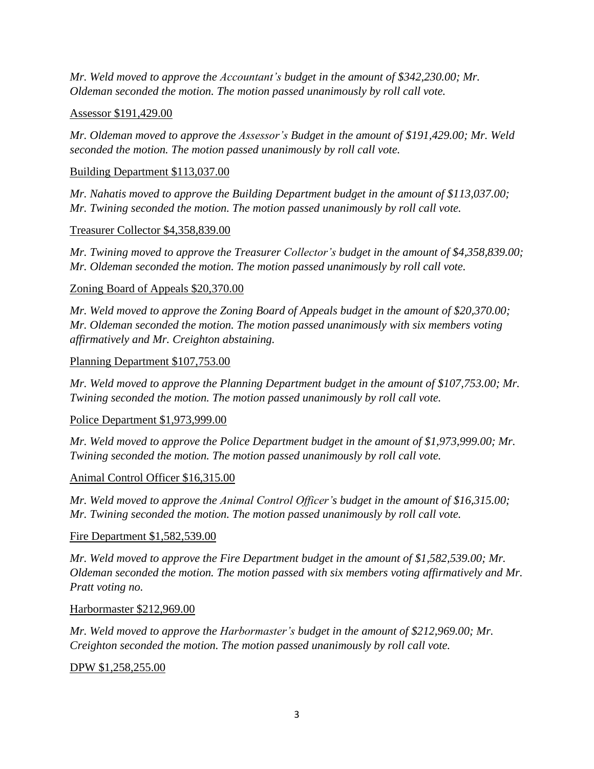*Mr. Weld moved to approve the Accountant's budget in the amount of $342,230.00; Mr. Oldeman seconded the motion. The motion passed unanimously by roll call vote.*

Assessor $191,429.00

*Mr. Oldeman moved to approve the Assessor's Budget in the amount of $191,429.00; Mr. Weld seconded the motion. The motion passed unanimously by roll call vote.*

Building Department $113,037.00

*Mr. Nahatis moved to approve the Building Department budget in the amount of $113,037.00; Mr. Twining seconded the motion. The motion passed unanimously by roll call vote.*

Treasurer Collector $4,358,839.00

*Mr. Twining moved to approve the Treasurer Collector's budget in the amount of $4,358,839.00; Mr. Oldeman seconded the motion. The motion passed unanimously by roll call vote.*

Zoning Board of Appeals $20,370.00

*Mr. Weld moved to approve the Zoning Board of Appeals budget in the amount of $20,370.00; Mr. Oldeman seconded the motion. The motion passed unanimously with six members voting affirmatively and Mr. Creighton abstaining.*

Planning Department $107,753.00

*Mr. Weld moved to approve the Planning Department budget in the amount of $107,753.00; Mr. Twining seconded the motion. The motion passed unanimously by roll call vote.*

Police Department $1,973,999.00

*Mr. Weld moved to approve the Police Department budget in the amount of $1,973,999.00; Mr. Twining seconded the motion. The motion passed unanimously by roll call vote.*

Animal Control Officer $16,315.00

*Mr. Weld moved to approve the Animal Control Officer's budget in the amount of $16,315.00; Mr. Twining seconded the motion. The motion passed unanimously by roll call vote.*

Fire Department $1,582,539.00

*Mr. Weld moved to approve the Fire Department budget in the amount of $1,582,539.00; Mr. Oldeman seconded the motion. The motion passed with six members voting affirmatively and Mr. Pratt voting no.*

Harbormaster $212,969.00

*Mr. Weld moved to approve the Harbormaster's budget in the amount of $212,969.00; Mr. Creighton seconded the motion. The motion passed unanimously by roll call vote.*

DPW $1,258,255.00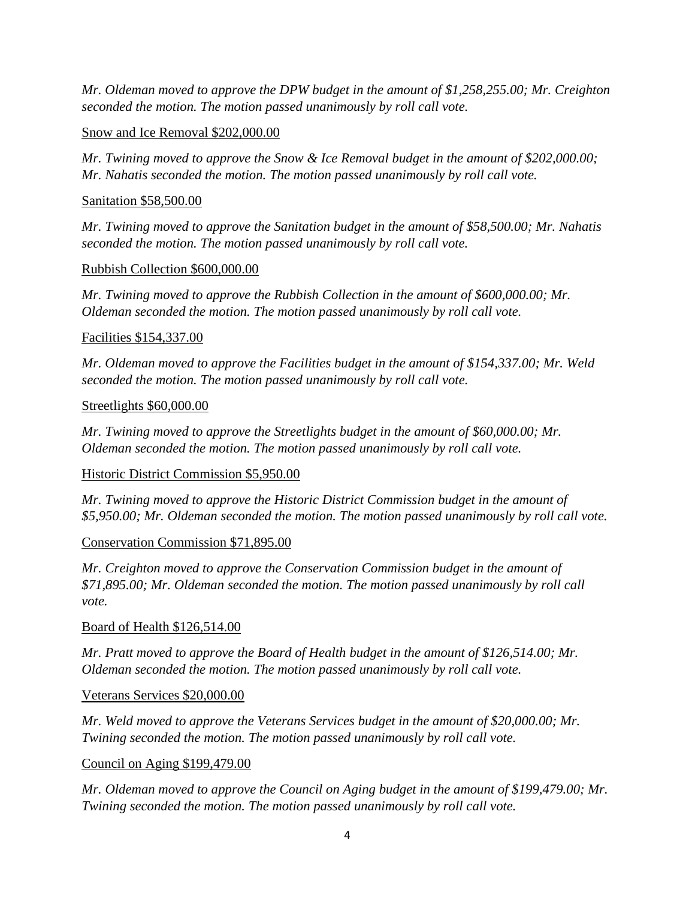*Mr. Oldeman moved to approve the DPW budget in the amount of $1,258,255.00; Mr. Creighton seconded the motion. The motion passed unanimously by roll call vote.*

<u>Snow and Ice Removal $202,000.00</u>

*Mr. Twining moved to approve the Snow & Ice Removal budget in the amount of $202,000.00; Mr. Nahatis seconded the motion. The motion passed unanimously by roll call vote.*

<u>Sanitation $58,500.00</u>

*Mr. Twining moved to approve the Sanitation budget in the amount of $58,500.00; Mr. Nahatis seconded the motion. The motion passed unanimously by roll call vote.*

<u>Rubbish Collection $600,000.00</u>

*Mr. Twining moved to approve the Rubbish Collection in the amount of $600,000.00; Mr. Oldeman seconded the motion. The motion passed unanimously by roll call vote.*

<u>Facilities $154,337.00</u>

*Mr. Oldeman moved to approve the Facilities budget in the amount of $154,337.00; Mr. Weld seconded the motion. The motion passed unanimously by roll call vote.*

<u>Streetlights $60,000.00</u>

*Mr. Twining moved to approve the Streetlights budget in the amount of $60,000.00; Mr. Oldeman seconded the motion. The motion passed unanimously by roll call vote.*

<u>Historic District Commission $5,950.00</u>

*Mr. Twining moved to approve the Historic District Commission budget in the amount of $5,950.00; Mr. Oldeman seconded the motion. The motion passed unanimously by roll call vote.*

<u>Conservation Commission $71,895.00</u>

*Mr. Creighton moved to approve the Conservation Commission budget in the amount of $71,895.00; Mr. Oldeman seconded the motion. The motion passed unanimously by roll call vote.*

<u>Board of Health $126,514.00</u>

*Mr. Pratt moved to approve the Board of Health budget in the amount of $126,514.00; Mr. Oldeman seconded the motion. The motion passed unanimously by roll call vote.*

<u>Veterans Services $20,000.00</u>

*Mr. Weld moved to approve the Veterans Services budget in the amount of $20,000.00; Mr. Twining seconded the motion. The motion passed unanimously by roll call vote.*

<u>Council on Aging $199,479.00</u>

*Mr. Oldeman moved to approve the Council on Aging budget in the amount of $199,479.00; Mr. Twining seconded the motion. The motion passed unanimously by roll call vote.*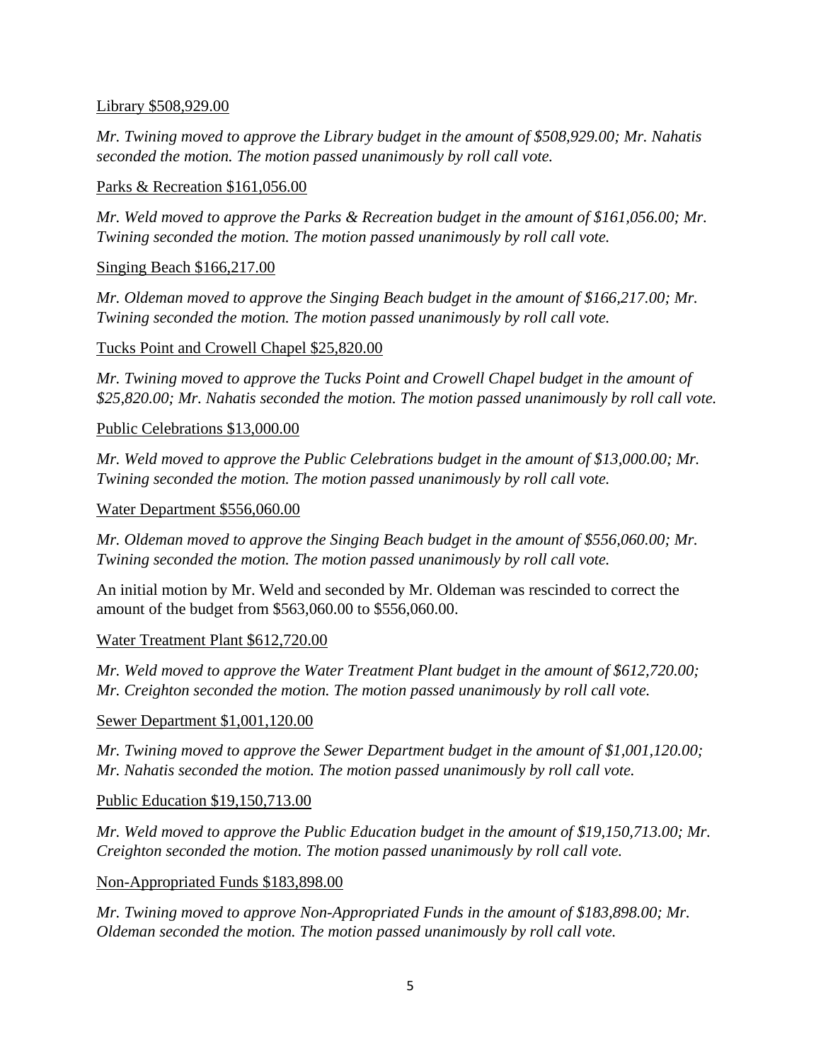Library $508,929.00

*Mr. Twining moved to approve the Library budget in the amount of $508,929.00; Mr. Nahatis seconded the motion. The motion passed unanimously by roll call vote.*

Parks & Recreation $161,056.00

*Mr. Weld moved to approve the Parks & Recreation budget in the amount of $161,056.00; Mr. Twining seconded the motion. The motion passed unanimously by roll call vote.*

Singing Beach $166,217.00

*Mr. Oldeman moved to approve the Singing Beach budget in the amount of $166,217.00; Mr. Twining seconded the motion. The motion passed unanimously by roll call vote.*

Tucks Point and Crowell Chapel $25,820.00

*Mr. Twining moved to approve the Tucks Point and Crowell Chapel budget in the amount of $25,820.00; Mr. Nahatis seconded the motion. The motion passed unanimously by roll call vote.*

Public Celebrations $13,000.00

*Mr. Weld moved to approve the Public Celebrations budget in the amount of $13,000.00; Mr. Twining seconded the motion. The motion passed unanimously by roll call vote.*

Water Department $556,060.00

*Mr. Oldeman moved to approve the Singing Beach budget in the amount of $556,060.00; Mr. Twining seconded the motion. The motion passed unanimously by roll call vote.*

An initial motion by Mr. Weld and seconded by Mr. Oldeman was rescinded to correct the amount of the budget from $563,060.00 to $556,060.00.

Water Treatment Plant $612,720.00

*Mr. Weld moved to approve the Water Treatment Plant budget in the amount of $612,720.00; Mr. Creighton seconded the motion. The motion passed unanimously by roll call vote.*

Sewer Department $1,001,120.00

*Mr. Twining moved to approve the Sewer Department budget in the amount of $1,001,120.00; Mr. Nahatis seconded the motion. The motion passed unanimously by roll call vote.*

Public Education $19,150,713.00

*Mr. Weld moved to approve the Public Education budget in the amount of $19,150,713.00; Mr. Creighton seconded the motion. The motion passed unanimously by roll call vote.*

Non-Appropriated Funds $183,898.00

*Mr. Twining moved to approve Non-Appropriated Funds in the amount of $183,898.00; Mr. Oldeman seconded the motion. The motion passed unanimously by roll call vote.*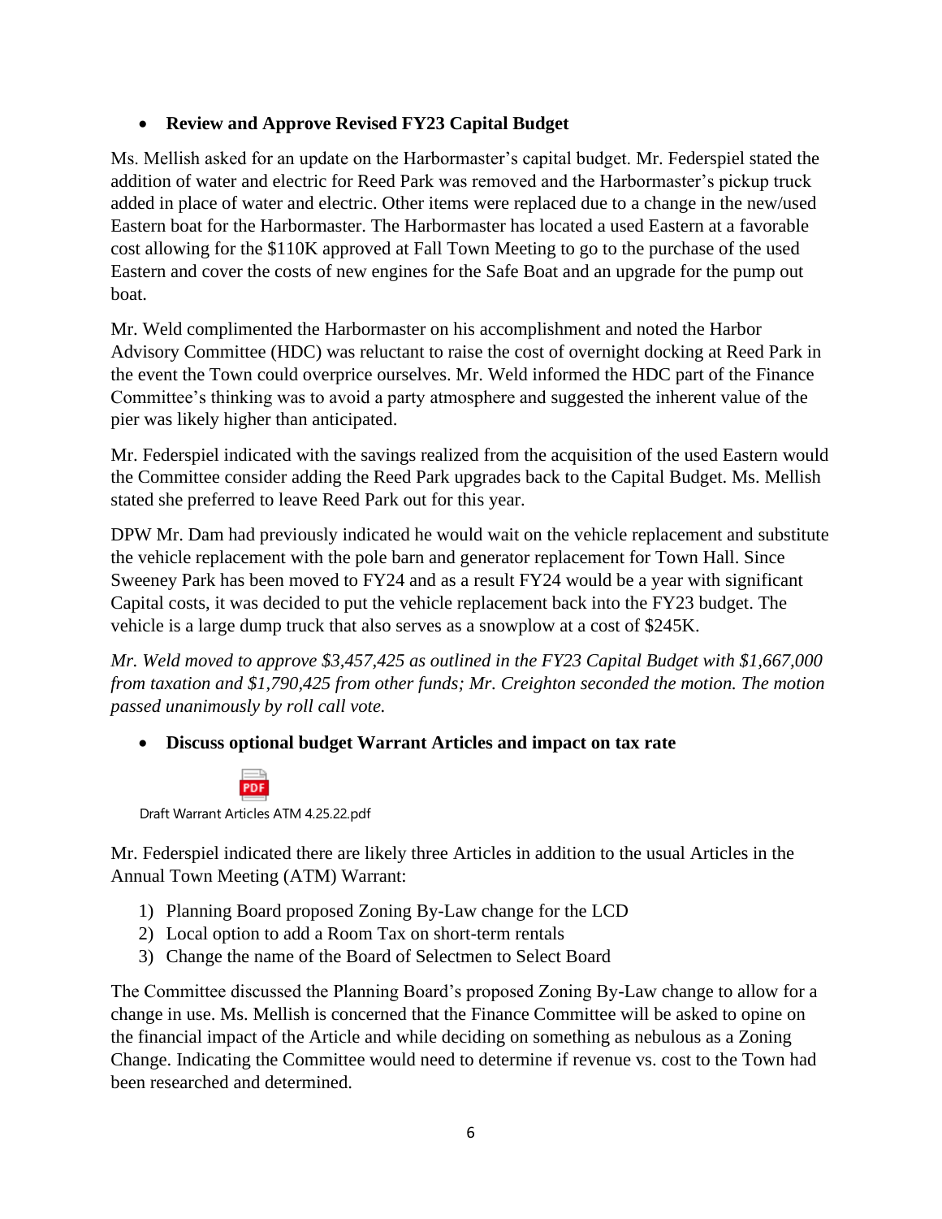- **Review and Approve Revised FY23 Capital Budget**

Ms. Mellish asked for an update on the Harbormaster's capital budget. Mr. Federspiel stated the addition of water and electric for Reed Park was removed and the Harbormaster's pickup truck added in place of water and electric. Other items were replaced due to a change in the new/used Eastern boat for the Harbormaster. The Harbormaster has located a used Eastern at a favorable cost allowing for the $110K approved at Fall Town Meeting to go to the purchase of the used Eastern and cover the costs of new engines for the Safe Boat and an upgrade for the pump out boat.

Mr. Weld complimented the Harbormaster on his accomplishment and noted the Harbor Advisory Committee (HDC) was reluctant to raise the cost of overnight docking at Reed Park in the event the Town could overprice ourselves. Mr. Weld informed the HDC part of the Finance Committee's thinking was to avoid a party atmosphere and suggested the inherent value of the pier was likely higher than anticipated.

Mr. Federspiel indicated with the savings realized from the acquisition of the used Eastern would the Committee consider adding the Reed Park upgrades back to the Capital Budget. Ms. Mellish stated she preferred to leave Reed Park out for this year.

DPW Mr. Dam had previously indicated he would wait on the vehicle replacement and substitute the vehicle replacement with the pole barn and generator replacement for Town Hall. Since Sweeney Park has been moved to FY24 and as a result FY24 would be a year with significant Capital costs, it was decided to put the vehicle replacement back into the FY23 budget. The vehicle is a large dump truck that also serves as a snowplow at a cost of $245K.

*Mr. Weld moved to approve $3,457,425 as outlined in the FY23 Capital Budget with $1,667,000 from taxation and $1,790,425 from other funds; Mr. Creighton seconded the motion. The motion passed unanimously by roll call vote.*

- **Discuss optional budget Warrant Articles and impact on tax rate**

Draft Warrant Articles ATM 4.25.22.pdf

Mr. Federspiel indicated there are likely three Articles in addition to the usual Articles in the Annual Town Meeting (ATM) Warrant:

1) Planning Board proposed Zoning By-Law change for the LCD
2) Local option to add a Room Tax on short-term rentals
3) Change the name of the Board of Selectmen to Select Board

The Committee discussed the Planning Board's proposed Zoning By-Law change to allow for a change in use. Ms. Mellish is concerned that the Finance Committee will be asked to opine on the financial impact of the Article and while deciding on something as nebulous as a Zoning Change. Indicating the Committee would need to determine if revenue vs. cost to the Town had been researched and determined.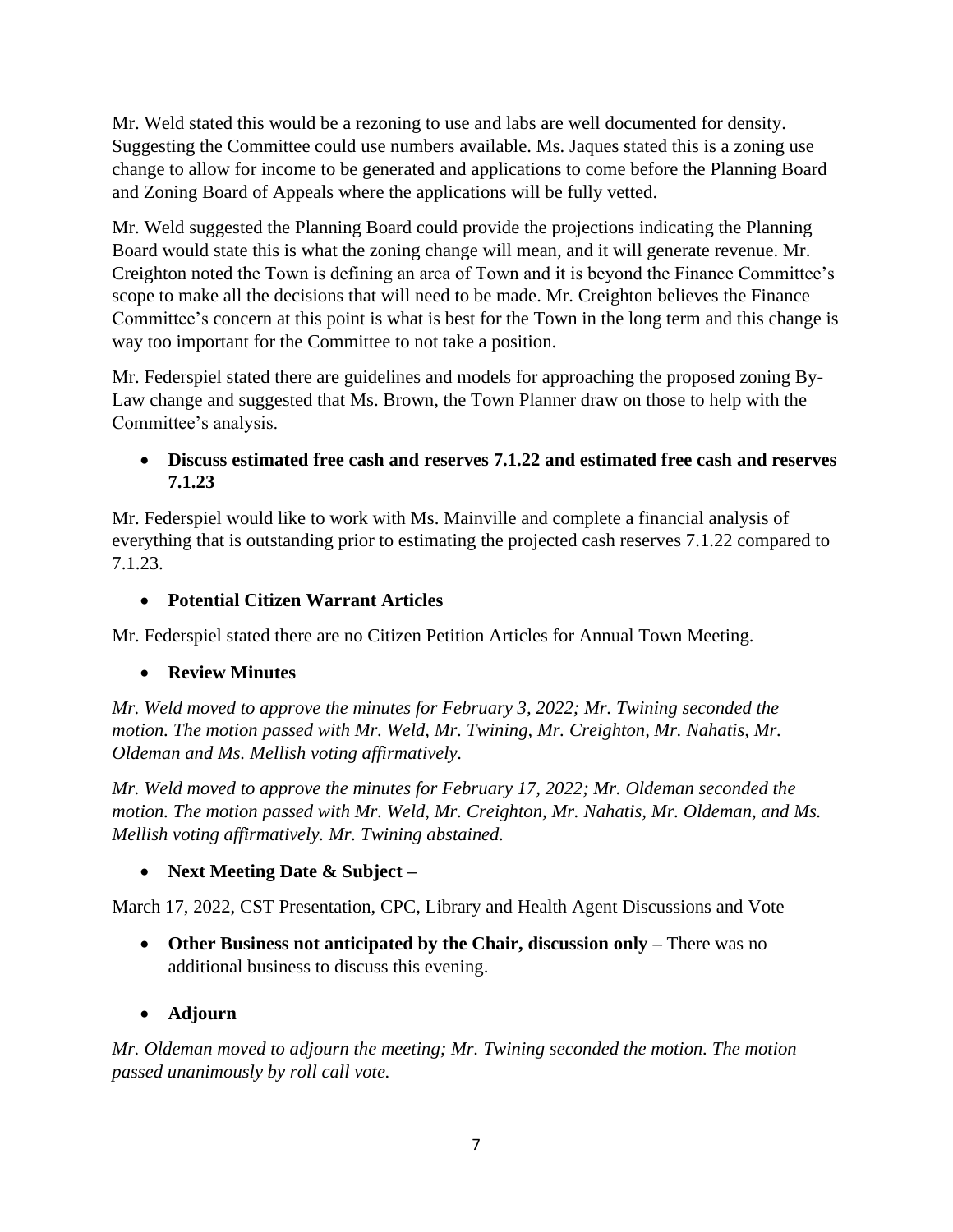Mr. Weld stated this would be a rezoning to use and labs are well documented for density. Suggesting the Committee could use numbers available. Ms. Jaques stated this is a zoning use change to allow for income to be generated and applications to come before the Planning Board and Zoning Board of Appeals where the applications will be fully vetted.

Mr. Weld suggested the Planning Board could provide the projections indicating the Planning Board would state this is what the zoning change will mean, and it will generate revenue. Mr. Creighton noted the Town is defining an area of Town and it is beyond the Finance Committee's scope to make all the decisions that will need to be made. Mr. Creighton believes the Finance Committee's concern at this point is what is best for the Town in the long term and this change is way too important for the Committee to not take a position.

Mr. Federspiel stated there are guidelines and models for approaching the proposed zoning By-Law change and suggested that Ms. Brown, the Town Planner draw on those to help with the Committee's analysis.

- **Discuss estimated free cash and reserves 7.1.22 and estimated free cash and reserves 7.1.23**

Mr. Federspiel would like to work with Ms. Mainville and complete a financial analysis of everything that is outstanding prior to estimating the projected cash reserves 7.1.22 compared to 7.1.23.

- **Potential Citizen Warrant Articles**

Mr. Federspiel stated there are no Citizen Petition Articles for Annual Town Meeting.

- **Review Minutes**

*Mr. Weld moved to approve the minutes for February 3, 2022; Mr. Twining seconded the motion. The motion passed with Mr. Weld, Mr. Twining, Mr. Creighton, Mr. Nahatis, Mr. Oldeman and Ms. Mellish voting affirmatively.*

*Mr. Weld moved to approve the minutes for February 17, 2022; Mr. Oldeman seconded the motion. The motion passed with Mr. Weld, Mr. Creighton, Mr. Nahatis, Mr. Oldeman, and Ms. Mellish voting affirmatively. Mr. Twining abstained.*

- **Next Meeting Date & Subject –**

March 17, 2022, CST Presentation, CPC, Library and Health Agent Discussions and Vote

- **Other Business not anticipated by the Chair, discussion only –** There was no additional business to discuss this evening.

- **Adjourn**

*Mr. Oldeman moved to adjourn the meeting; Mr. Twining seconded the motion. The motion passed unanimously by roll call vote.*